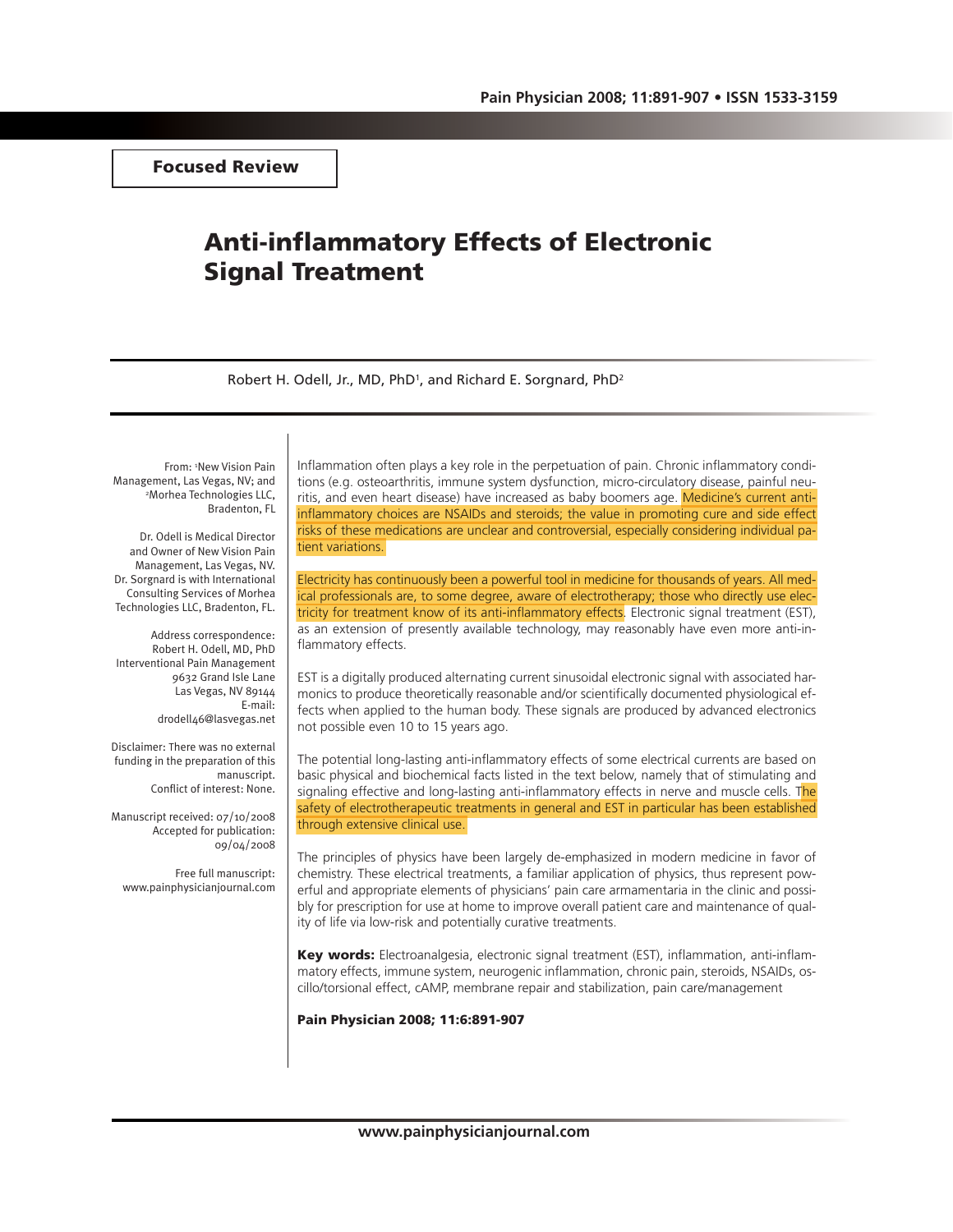**Focused Review**

# Anti-inflammatory Effects of Electronic Signal Treatment

Robert H. Odell, Jr., MD, PhD[1], and Richard E. Sorgnard, PhD[2]

From: [1]New Vision Pain Management, Las Vegas, NV; and [2]Morhea Technologies LLC, Bradenton, FL

Dr. Odell is Medical Director and Owner of New Vision Pain Management, Las Vegas, NV. Dr. Sorgnard is with International Consulting Services of Morhea Technologies LLC, Bradenton, FL.

Address correspondence:
Robert H. Odell, MD, PhD
Interventional Pain Management
9632 Grand Isle Lane
Las Vegas, NV 89144
E-mail:
drodell46@lasvegas.net

Disclaimer: There was no external funding in the preparation of this manuscript.
Conflict of interest: None.

Manuscript received: 07/10/2008
Accepted for publication: 09/04/2008

Free full manuscript:
www.painphysicianjournal.com

Inflammation often plays a key role in the perpetuation of pain. Chronic inflammatory conditions (e.g. osteoarthritis, immune system dysfunction, micro-circulatory disease, painful neuritis, and even heart disease) have increased as baby boomers age. Medicine's current anti-inflammatory choices are NSAIDs and steroids; the value in promoting cure and side effect risks of these medications are unclear and controversial, especially considering individual patient variations.

Electricity has continuously been a powerful tool in medicine for thousands of years. All medical professionals are, to some degree, aware of electrotherapy; those who directly use electricity for treatment know of its anti-inflammatory effects. Electronic signal treatment (EST), as an extension of presently available technology, may reasonably have even more anti-inflammatory effects.

EST is a digitally produced alternating current sinusoidal electronic signal with associated harmonics to produce theoretically reasonable and/or scientifically documented physiological effects when applied to the human body. These signals are produced by advanced electronics not possible even 10 to 15 years ago.

The potential long-lasting anti-inflammatory effects of some electrical currents are based on basic physical and biochemical facts listed in the text below, namely that of stimulating and signaling effective and long-lasting anti-inflammatory effects in nerve and muscle cells. The safety of electrotherapeutic treatments in general and EST in particular has been established through extensive clinical use.

The principles of physics have been largely de-emphasized in modern medicine in favor of chemistry. These electrical treatments, a familiar application of physics, thus represent powerful and appropriate elements of physicians' pain care armamentaria in the clinic and possibly for prescription for use at home to improve overall patient care and maintenance of quality of life via low-risk and potentially curative treatments.

**Key words:** Electroanalgesia, electronic signal treatment (EST), inflammation, anti-inflammatory effects, immune system, neurogenic inflammation, chronic pain, steroids, NSAIDs, oscillo/torsional effect, cAMP, membrane repair and stabilization, pain care/management

**Pain Physician 2008; 11:6:891-907**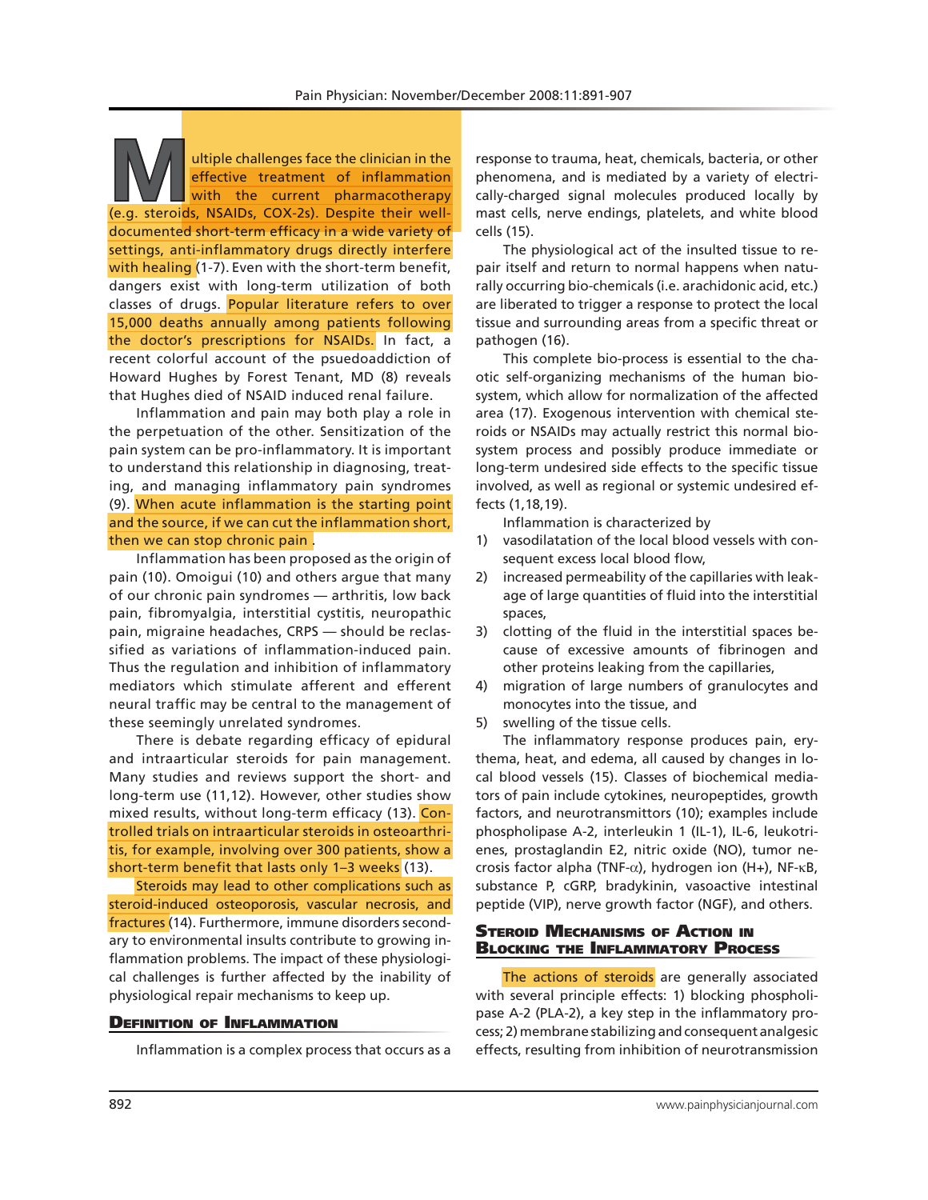Multiple challenges face the clinician in the effective treatment of inflammation with the current pharmacotherapy (e.g. steroids, NSAIDs, COX-2s). Despite their well-documented short-term efficacy in a wide variety of settings, anti-inflammatory drugs directly interfere with healing (1-7). Even with the short-term benefit, dangers exist with long-term utilization of both classes of drugs. Popular literature refers to over 15,000 deaths annually among patients following the doctor's prescriptions for NSAIDs. In fact, a recent colorful account of the psuedoaddiction of Howard Hughes by Forest Tenant, MD (8) reveals that Hughes died of NSAID induced renal failure.

Inflammation and pain may both play a role in the perpetuation of the other. Sensitization of the pain system can be pro-inflammatory. It is important to understand this relationship in diagnosing, treating, and managing inflammatory pain syndromes (9). When acute inflammation is the starting point and the source, if we can cut the inflammation short, then we can stop chronic pain .

Inflammation has been proposed as the origin of pain (10). Omoigui (10) and others argue that many of our chronic pain syndromes — arthritis, low back pain, fibromyalgia, interstitial cystitis, neuropathic pain, migraine headaches, CRPS — should be reclassified as variations of inflammation-induced pain. Thus the regulation and inhibition of inflammatory mediators which stimulate afferent and efferent neural traffic may be central to the management of these seemingly unrelated syndromes.

There is debate regarding efficacy of epidural and intraarticular steroids for pain management. Many studies and reviews support the short- and long-term use (11,12). However, other studies show mixed results, without long-term efficacy (13). Controlled trials on intraarticular steroids in osteoarthritis, for example, involving over 300 patients, show a short-term benefit that lasts only 1–3 weeks (13).

Steroids may lead to other complications such as steroid-induced osteoporosis, vascular necrosis, and fractures (14). Furthermore, immune disorders secondary to environmental insults contribute to growing inflammation problems. The impact of these physiological challenges is further affected by the inability of physiological repair mechanisms to keep up.

## Definition of Inflammation

Inflammation is a complex process that occurs as a response to trauma, heat, chemicals, bacteria, or other phenomena, and is mediated by a variety of electrically-charged signal molecules produced locally by mast cells, nerve endings, platelets, and white blood cells (15).

The physiological act of the insulted tissue to repair itself and return to normal happens when naturally occurring bio-chemicals (i.e. arachidonic acid, etc.) are liberated to trigger a response to protect the local tissue and surrounding areas from a specific threat or pathogen (16).

This complete bio-process is essential to the chaotic self-organizing mechanisms of the human biosystem, which allow for normalization of the affected area (17). Exogenous intervention with chemical steroids or NSAIDs may actually restrict this normal biosystem process and possibly produce immediate or long-term undesired side effects to the specific tissue involved, as well as regional or systemic undesired effects (1,18,19).

Inflammation is characterized by

1) vasodilatation of the local blood vessels with consequent excess local blood flow,
2) increased permeability of the capillaries with leakage of large quantities of fluid into the interstitial spaces,
3) clotting of the fluid in the interstitial spaces because of excessive amounts of fibrinogen and other proteins leaking from the capillaries,
4) migration of large numbers of granulocytes and monocytes into the tissue, and
5) swelling of the tissue cells.

The inflammatory response produces pain, erythema, heat, and edema, all caused by changes in local blood vessels (15). Classes of biochemical mediators of pain include cytokines, neuropeptides, growth factors, and neurotransmittors (10); examples include phospholipase A-2, interleukin 1 (IL-1), IL-6, leukotrienes, prostaglandin E2, nitric oxide (NO), tumor necrosis factor alpha (TNF-$\alpha$), hydrogen ion (H+), NF-$\kappa$B, substance P, cGRP, bradykinin, vasoactive intestinal peptide (VIP), nerve growth factor (NGF), and others.

## Steroid Mechanisms of Action in Blocking the Inflammatory Process

The actions of steroids are generally associated with several principle effects: 1) blocking phospholipase A-2 (PLA-2), a key step in the inflammatory process; 2) membrane stabilizing and consequent analgesic effects, resulting from inhibition of neurotransmission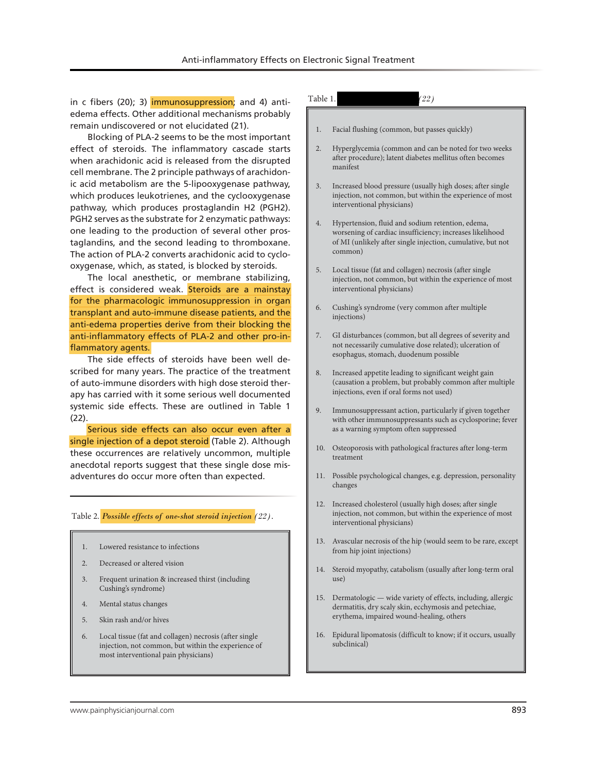in c fibers (20); 3) immunosuppression; and 4) anti-edema effects. Other additional mechanisms probably remain undiscovered or not elucidated (21).

Blocking of PLA-2 seems to be the most important effect of steroids. The inflammatory cascade starts when arachidonic acid is released from the disrupted cell membrane. The 2 principle pathways of arachidonic acid metabolism are the 5-lipooxygenase pathway, which produces leukotrienes, and the cyclooxygenase pathway, which produces prostaglandin H2 (PGH2). PGH2 serves as the substrate for 2 enzymatic pathways: one leading to the production of several other prostaglandins, and the second leading to thromboxane. The action of PLA-2 converts arachidonic acid to cyclooxygenase, which, as stated, is blocked by steroids.

The local anesthetic, or membrane stabilizing, effect is considered weak. Steroids are a mainstay for the pharmacologic immunosuppression in organ transplant and auto-immune disease patients, and the anti-edema properties derive from their blocking the anti-inflammatory effects of PLA-2 and other pro-inflammatory agents.

The side effects of steroids have been well described for many years. The practice of the treatment of auto-immune disorders with high dose steroid therapy has carried with it some serious well documented systemic side effects. These are outlined in Table 1 (22).

Serious side effects can also occur even after a single injection of a depot steroid (Table 2). Although these occurrences are relatively uncommon, multiple anecdotal reports suggest that these single dose misadventures do occur more often than expected.

Table 1. (22)

1. Facial flushing (common, but passes quickly)
2. Hyperglycemia (common and can be noted for two weeks after procedure); latent diabetes mellitus often becomes manifest
3. Increased blood pressure (usually high doses; after single injection, not common, but within the experience of most interventional physicians)
4. Hypertension, fluid and sodium retention, edema, worsening of cardiac insufficiency; increases likelihood of MI (unlikely after single injection, cumulative, but not common)
5. Local tissue (fat and collagen) necrosis (after single injection, not common, but within the experience of most interventional physicians)
6. Cushing's syndrome (very common after multiple injections)
7. GI disturbances (common, but all degrees of severity and not necessarily cumulative dose related); ulceration of esophagus, stomach, duodenum possible
8. Increased appetite leading to significant weight gain (causation a problem, but probably common after multiple injections, even if oral forms not used)
9. Immunosuppressant action, particularly if given together with other immunosuppressants such as cyclosporine; fever as a warning symptom often suppressed
10. Osteoporosis with pathological fractures after long-term treatment
11. Possible psychological changes, e.g. depression, personality changes
12. Increased cholesterol (usually high doses; after single injection, not common, but within the experience of most interventional physicians)
13. Avascular necrosis of the hip (would seem to be rare, except from hip joint injections)
14. Steroid myopathy, catabolism (usually after long-term oral use)
15. Dermatologic — wide variety of effects, including, allergic dermatitis, dry scaly skin, ecchymosis and petechiae, erythema, impaired wound-healing, others
16. Epidural lipomatosis (difficult to know; if it occurs, usually subclinical)

Table 2. *Possible effects of one-shot steroid injection* (22).

1. Lowered resistance to infections
2. Decreased or altered vision
3. Frequent urination & increased thirst (including Cushing's syndrome)
4. Mental status changes
5. Skin rash and/or hives
6. Local tissue (fat and collagen) necrosis (after single injection, not common, but within the experience of most interventional pain physicians)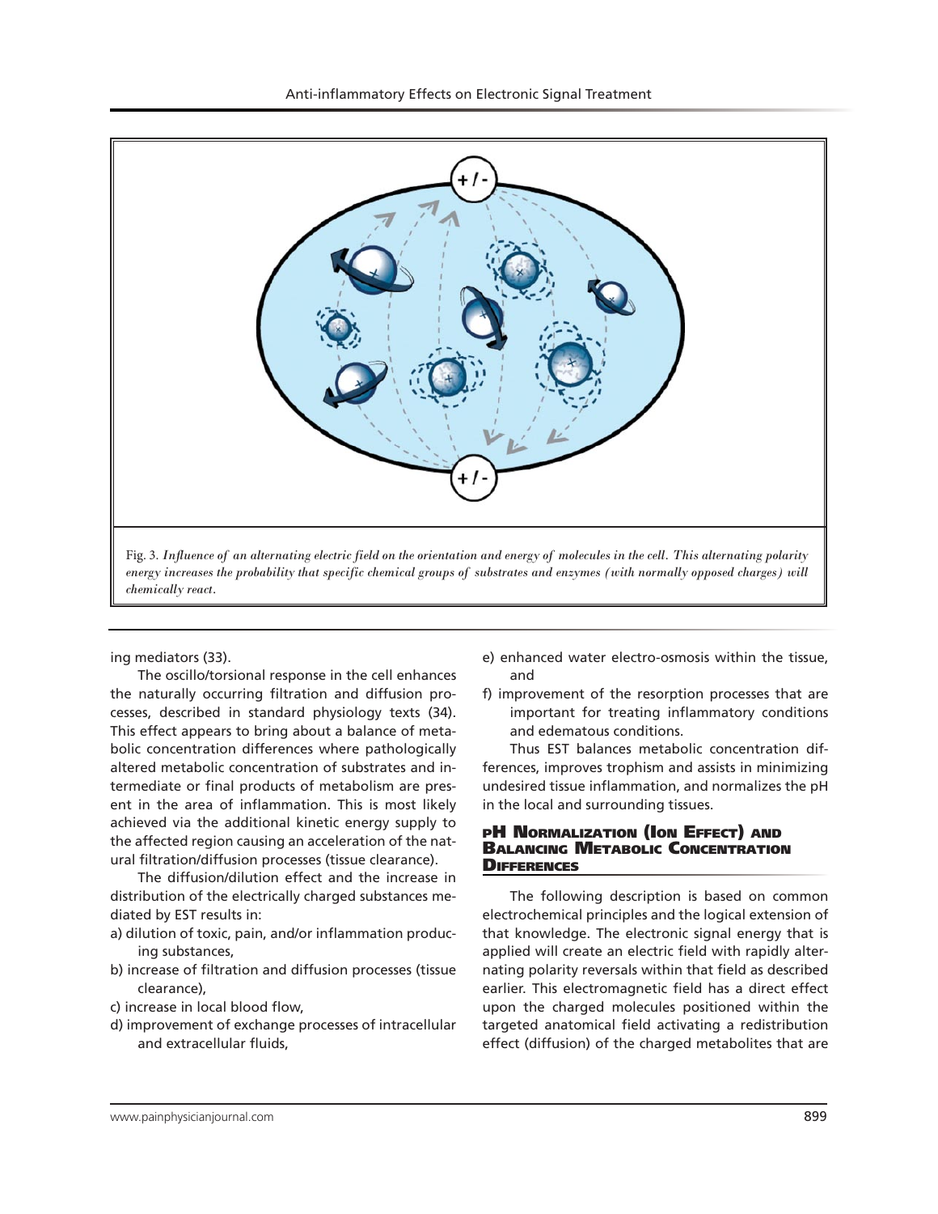Fig. 3. *Influence of an alternating electric field on the orientation and energy of molecules in the cell. This alternating polarity energy increases the probability that specific chemical groups of substrates and enzymes (with normally opposed charges) will chemically react.*

ing mediators (33).

The oscillo/torsional response in the cell enhances the naturally occurring filtration and diffusion processes, described in standard physiology texts (34). This effect appears to bring about a balance of metabolic concentration differences where pathologically altered metabolic concentration of substrates and intermediate or final products of metabolism are present in the area of inflammation. This is most likely achieved via the additional kinetic energy supply to the affected region causing an acceleration of the natural filtration/diffusion processes (tissue clearance).

The diffusion/dilution effect and the increase in distribution of the electrically charged substances mediated by EST results in:

a) dilution of toxic, pain, and/or inflammation producing substances,
b) increase of filtration and diffusion processes (tissue clearance),
c) increase in local blood flow,
d) improvement of exchange processes of intracellular and extracellular fluids,
e) enhanced water electro-osmosis within the tissue, and
f) improvement of the resorption processes that are important for treating inflammatory conditions and edematous conditions.

Thus EST balances metabolic concentration differences, improves trophism and assists in minimizing undesired tissue inflammation, and normalizes the pH in the local and surrounding tissues.

## pH Normalization (Ion Effect) and Balancing Metabolic Concentration Differences

The following description is based on common electrochemical principles and the logical extension of that knowledge. The electronic signal energy that is applied will create an electric field with rapidly alternating polarity reversals within that field as described earlier. This electromagnetic field has a direct effect upon the charged molecules positioned within the targeted anatomical field activating a redistribution effect (diffusion) of the charged metabolites that are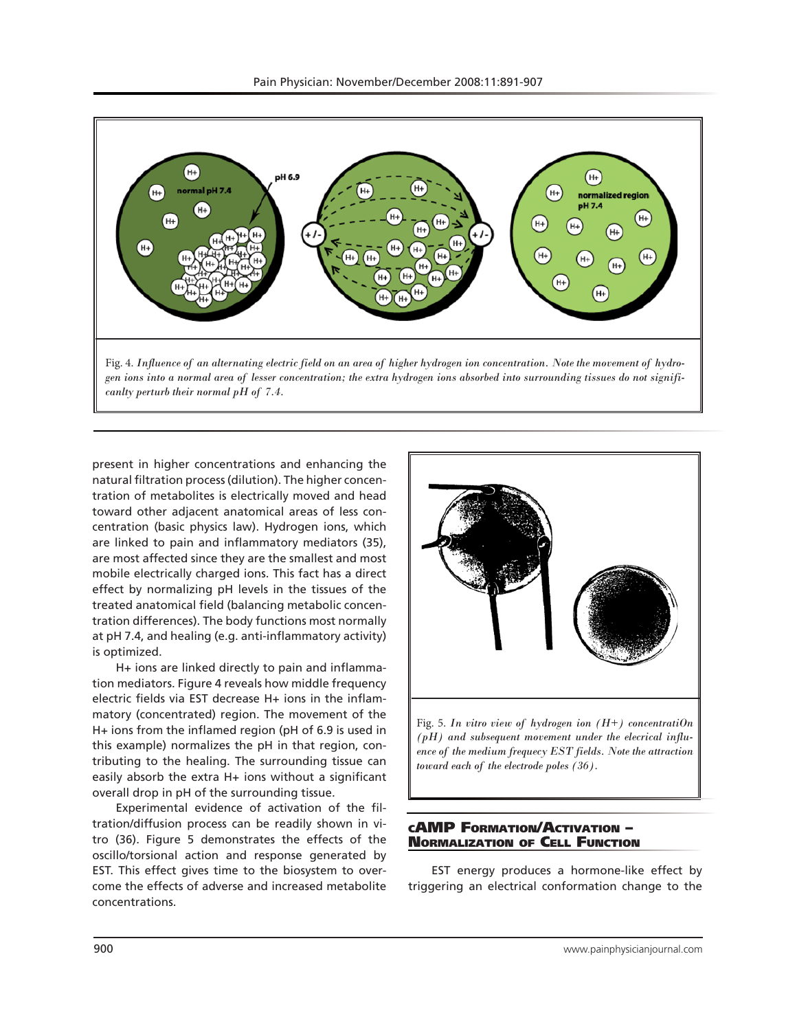Fig. 4. *Influence of an alternating electric field on an area of higher hydrogen ion concentration. Note the movement of hydrogen ions into a normal area of lesser concentration; the extra hydrogen ions absorbed into surrounding tissues do not signifi-canlty perturb their normal pH of 7.4.*

present in higher concentrations and enhancing the natural filtration process (dilution). The higher concentration of metabolites is electrically moved and head toward other adjacent anatomical areas of less concentration (basic physics law). Hydrogen ions, which are linked to pain and inflammatory mediators (35), are most affected since they are the smallest and most mobile electrically charged ions. This fact has a direct effect by normalizing pH levels in the tissues of the treated anatomical field (balancing metabolic concentration differences). The body functions most normally at pH 7.4, and healing (e.g. anti-inflammatory activity) is optimized.

H+ ions are linked directly to pain and inflammation mediators. Figure 4 reveals how middle frequency electric fields via EST decrease H+ ions in the inflammatory (concentrated) region. The movement of the H+ ions from the inflamed region (pH of 6.9 is used in this example) normalizes the pH in that region, contributing to the healing. The surrounding tissue can easily absorb the extra H+ ions without a significant overall drop in pH of the surrounding tissue.

Experimental evidence of activation of the filtration/diffusion process can be readily shown in vitro (36). Figure 5 demonstrates the effects of the oscillo/torsional action and response generated by EST. This effect gives time to the biosystem to overcome the effects of adverse and increased metabolite concentrations.

Fig. 5. *In vitro view of hydrogen ion (H+) concentratiOn (pH) and subsequent movement under the elecrical influence of the medium frequecy EST fields. Note the attraction toward each of the electrode poles (36).*

## cAMP Formation/Activation – Normalization of Cell Function

EST energy produces a hormone-like effect by triggering an electrical conformation change to the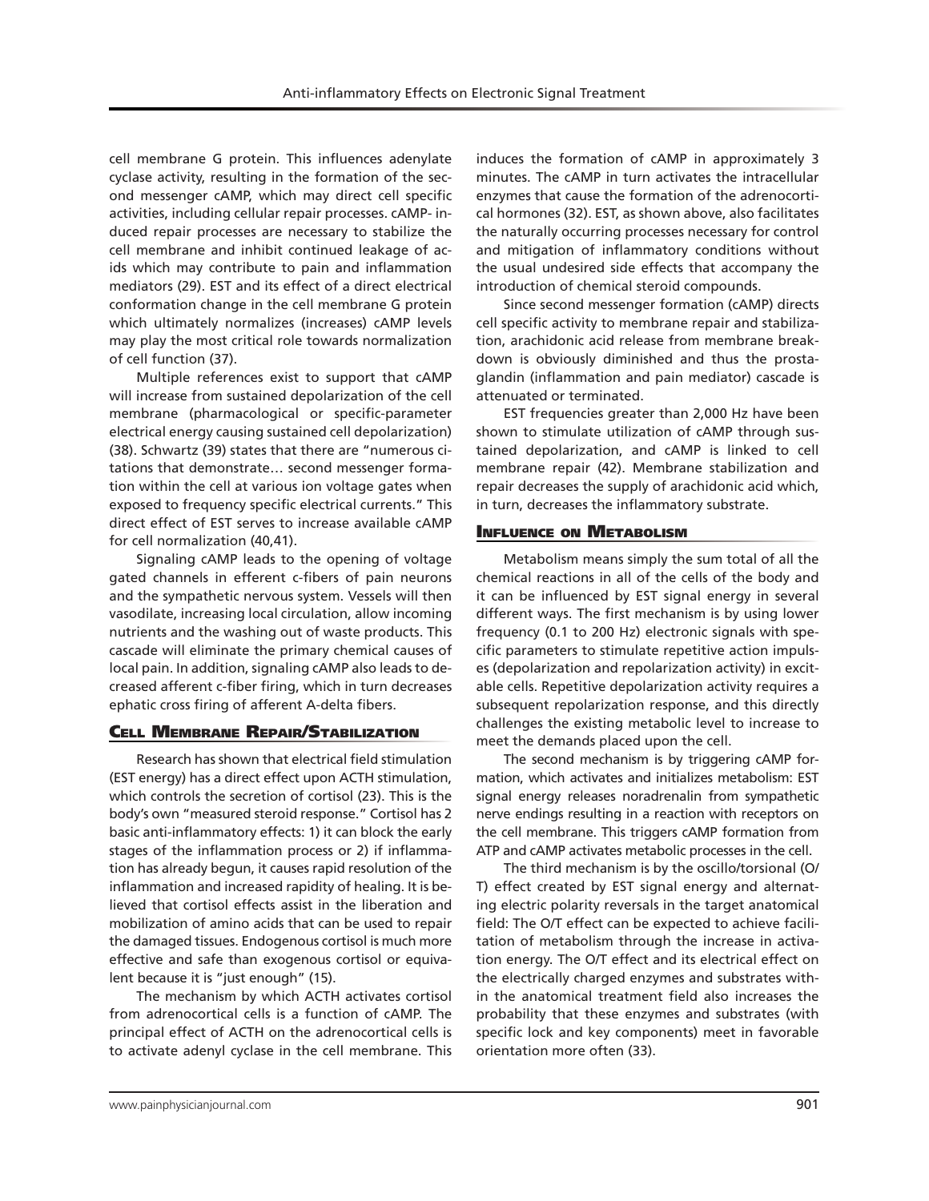cell membrane G protein. This influences adenylate cyclase activity, resulting in the formation of the second messenger cAMP, which may direct cell specific activities, including cellular repair processes. cAMP- induced repair processes are necessary to stabilize the cell membrane and inhibit continued leakage of acids which may contribute to pain and inflammation mediators (29). EST and its effect of a direct electrical conformation change in the cell membrane G protein which ultimately normalizes (increases) cAMP levels may play the most critical role towards normalization of cell function (37).

Multiple references exist to support that cAMP will increase from sustained depolarization of the cell membrane (pharmacological or specific-parameter electrical energy causing sustained cell depolarization) (38). Schwartz (39) states that there are "numerous citations that demonstrate… second messenger formation within the cell at various ion voltage gates when exposed to frequency specific electrical currents." This direct effect of EST serves to increase available cAMP for cell normalization (40,41).

Signaling cAMP leads to the opening of voltage gated channels in efferent c-fibers of pain neurons and the sympathetic nervous system. Vessels will then vasodilate, increasing local circulation, allow incoming nutrients and the washing out of waste products. This cascade will eliminate the primary chemical causes of local pain. In addition, signaling cAMP also leads to decreased afferent c-fiber firing, which in turn decreases ephatic cross firing of afferent A-delta fibers.

## Cell Membrane Repair/Stabilization

Research has shown that electrical field stimulation (EST energy) has a direct effect upon ACTH stimulation, which controls the secretion of cortisol (23). This is the body's own "measured steroid response." Cortisol has 2 basic anti-inflammatory effects: 1) it can block the early stages of the inflammation process or 2) if inflammation has already begun, it causes rapid resolution of the inflammation and increased rapidity of healing. It is believed that cortisol effects assist in the liberation and mobilization of amino acids that can be used to repair the damaged tissues. Endogenous cortisol is much more effective and safe than exogenous cortisol or equivalent because it is "just enough" (15).

The mechanism by which ACTH activates cortisol from adrenocortical cells is a function of cAMP. The principal effect of ACTH on the adrenocortical cells is to activate adenyl cyclase in the cell membrane. This induces the formation of cAMP in approximately 3 minutes. The cAMP in turn activates the intracellular enzymes that cause the formation of the adrenocortical hormones (32). EST, as shown above, also facilitates the naturally occurring processes necessary for control and mitigation of inflammatory conditions without the usual undesired side effects that accompany the introduction of chemical steroid compounds.

Since second messenger formation (cAMP) directs cell specific activity to membrane repair and stabilization, arachidonic acid release from membrane breakdown is obviously diminished and thus the prostaglandin (inflammation and pain mediator) cascade is attenuated or terminated.

EST frequencies greater than 2,000 Hz have been shown to stimulate utilization of cAMP through sustained depolarization, and cAMP is linked to cell membrane repair (42). Membrane stabilization and repair decreases the supply of arachidonic acid which, in turn, decreases the inflammatory substrate.

## Influence on Metabolism

Metabolism means simply the sum total of all the chemical reactions in all of the cells of the body and it can be influenced by EST signal energy in several different ways. The first mechanism is by using lower frequency (0.1 to 200 Hz) electronic signals with specific parameters to stimulate repetitive action impulses (depolarization and repolarization activity) in excitable cells. Repetitive depolarization activity requires a subsequent repolarization response, and this directly challenges the existing metabolic level to increase to meet the demands placed upon the cell.

The second mechanism is by triggering cAMP formation, which activates and initializes metabolism: EST signal energy releases noradrenalin from sympathetic nerve endings resulting in a reaction with receptors on the cell membrane. This triggers cAMP formation from ATP and cAMP activates metabolic processes in the cell.

The third mechanism is by the oscillo/torsional (O/T) effect created by EST signal energy and alternating electric polarity reversals in the target anatomical field: The O/T effect can be expected to achieve facilitation of metabolism through the increase in activation energy. The O/T effect and its electrical effect on the electrically charged enzymes and substrates within the anatomical treatment field also increases the probability that these enzymes and substrates (with specific lock and key components) meet in favorable orientation more often (33).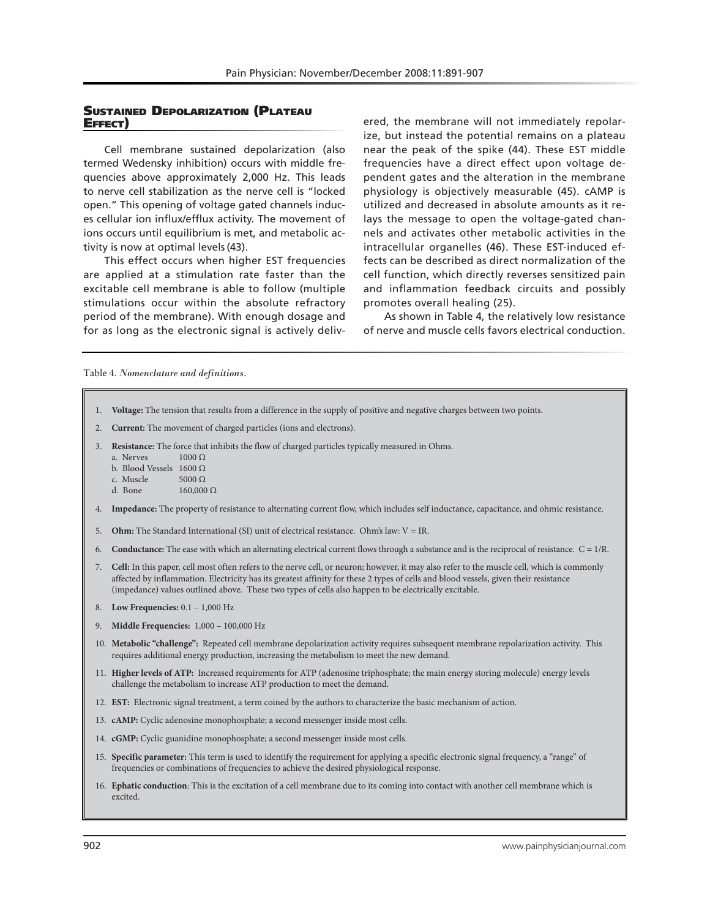## Sustained Depolarization (Plateau Effect)

Cell membrane sustained depolarization (also termed Wedensky inhibition) occurs with middle frequencies above approximately 2,000 Hz. This leads to nerve cell stabilization as the nerve cell is "locked open." This opening of voltage gated channels induces cellular ion influx/efflux activity. The movement of ions occurs until equilibrium is met, and metabolic activity is now at optimal levels (43).

This effect occurs when higher EST frequencies are applied at a stimulation rate faster than the excitable cell membrane is able to follow (multiple stimulations occur within the absolute refractory period of the membrane). With enough dosage and for as long as the electronic signal is actively delivered, the membrane will not immediately repolarize, but instead the potential remains on a plateau near the peak of the spike (44). These EST middle frequencies have a direct effect upon voltage dependent gates and the alteration in the membrane physiology is objectively measurable (45). cAMP is utilized and decreased in absolute amounts as it relays the message to open the voltage-gated channels and activates other metabolic activities in the intracellular organelles (46). These EST-induced effects can be described as direct normalization of the cell function, which directly reverses sensitized pain and inflammation feedback circuits and possibly promotes overall healing (25).

As shown in Table 4, the relatively low resistance of nerve and muscle cells favors electrical conduction.

Table 4. *Nomenclature and definitions.*

1. **Voltage:** The tension that results from a difference in the supply of positive and negative charges between two points.
2. **Current:** The movement of charged particles (ions and electrons).
3. **Resistance:** The force that inhibits the flow of charged particles typically measured in Ohms.
   a. Nerves 1000 Ω
   b. Blood Vessels 1600 Ω
   c. Muscle 5000 Ω
   d. Bone 160,000 Ω
4. **Impedance:** The property of resistance to alternating current flow, which includes self inductance, capacitance, and ohmic resistance.
5. **Ohm:** The Standard International (SI) unit of electrical resistance. Ohm's law: $V = IR$.
6. **Conductance:** The ease with which an alternating electrical current flows through a substance and is the reciprocal of resistance. $C = 1/R$.
7. **Cell:** In this paper, cell most often refers to the nerve cell, or neuron; however, it may also refer to the muscle cell, which is commonly affected by inflammation. Electricity has its greatest affinity for these 2 types of cells and blood vessels, given their resistance (impedance) values outlined above. These two types of cells also happen to be electrically excitable.
8. **Low Frequencies:** 0.1 – 1,000 Hz
9. **Middle Frequencies:** 1,000 – 100,000 Hz
10. **Metabolic "challenge":** Repeated cell membrane depolarization activity requires subsequent membrane repolarization activity. This requires additional energy production, increasing the metabolism to meet the new demand.
11. **Higher levels of ATP:** Increased requirements for ATP (adenosine triphosphate; the main energy storing molecule) energy levels challenge the metabolism to increase ATP production to meet the demand.
12. **EST:** Electronic signal treatment, a term coined by the authors to characterize the basic mechanism of action.
13. **cAMP:** Cyclic adenosine monophosphate; a second messenger inside most cells.
14. **cGMP:** Cyclic guanidine monophosphate; a second messenger inside most cells.
15. **Specific parameter:** This term is used to identify the requirement for applying a specific electronic signal frequency, a "range" of frequencies or combinations of frequencies to achieve the desired physiological response.
16. **Ephatic conduction**: This is the excitation of a cell membrane due to its coming into contact with another cell membrane which is excited.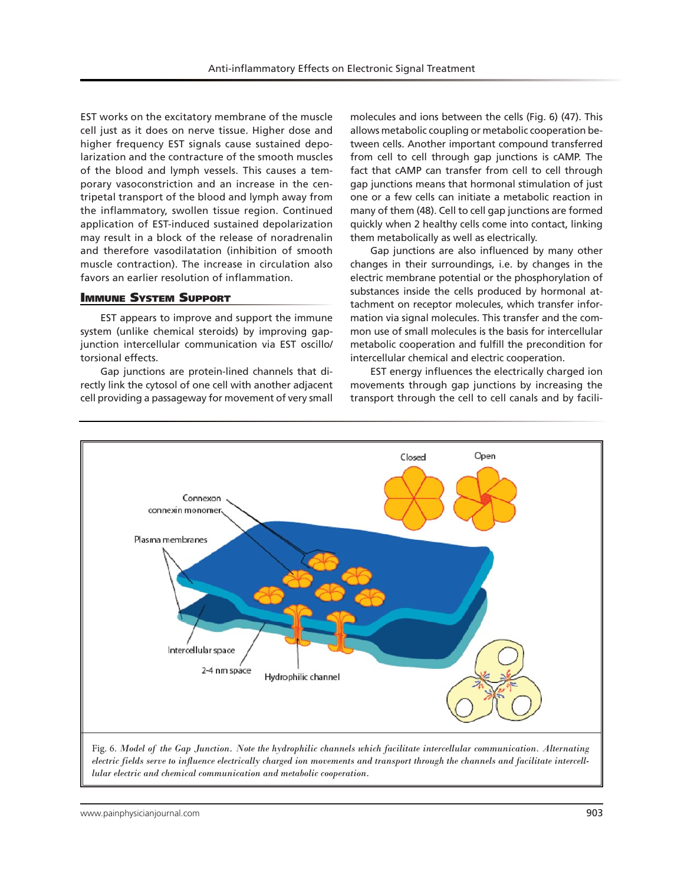EST works on the excitatory membrane of the muscle cell just as it does on nerve tissue. Higher dose and higher frequency EST signals cause sustained depolarization and the contracture of the smooth muscles of the blood and lymph vessels. This causes a temporary vasoconstriction and an increase in the centripetal transport of the blood and lymph away from the inflammatory, swollen tissue region. Continued application of EST-induced sustained depolarization may result in a block of the release of noradrenalin and therefore vasodilatation (inhibition of smooth muscle contraction). The increase in circulation also favors an earlier resolution of inflammation.

## Immune System Support

EST appears to improve and support the immune system (unlike chemical steroids) by improving gap-junction intercellular communication via EST oscillo/torsional effects.

Gap junctions are protein-lined channels that directly link the cytosol of one cell with another adjacent cell providing a passageway for movement of very small molecules and ions between the cells (Fig. 6) (47). This allows metabolic coupling or metabolic cooperation between cells. Another important compound transferred from cell to cell through gap junctions is cAMP. The fact that cAMP can transfer from cell to cell through gap junctions means that hormonal stimulation of just one or a few cells can initiate a metabolic reaction in many of them (48). Cell to cell gap junctions are formed quickly when 2 healthy cells come into contact, linking them metabolically as well as electrically.

Gap junctions are also influenced by many other changes in their surroundings, i.e. by changes in the electric membrane potential or the phosphorylation of substances inside the cells produced by hormonal attachment on receptor molecules, which transfer information via signal molecules. This transfer and the common use of small molecules is the basis for intercellular metabolic cooperation and fulfill the precondition for intercellular chemical and electric cooperation.

EST energy influences the electrically charged ion movements through gap junctions by increasing the transport through the cell to cell canals and by facili-

Fig. 6. *Model of the Gap Junction. Note the hydrophilic channels which facilitate intercellular communication. Alternating electric fields serve to influence electrically charged ion movements and transport through the channels and facilitate intercellular electric and chemical communication and metabolic cooperation.*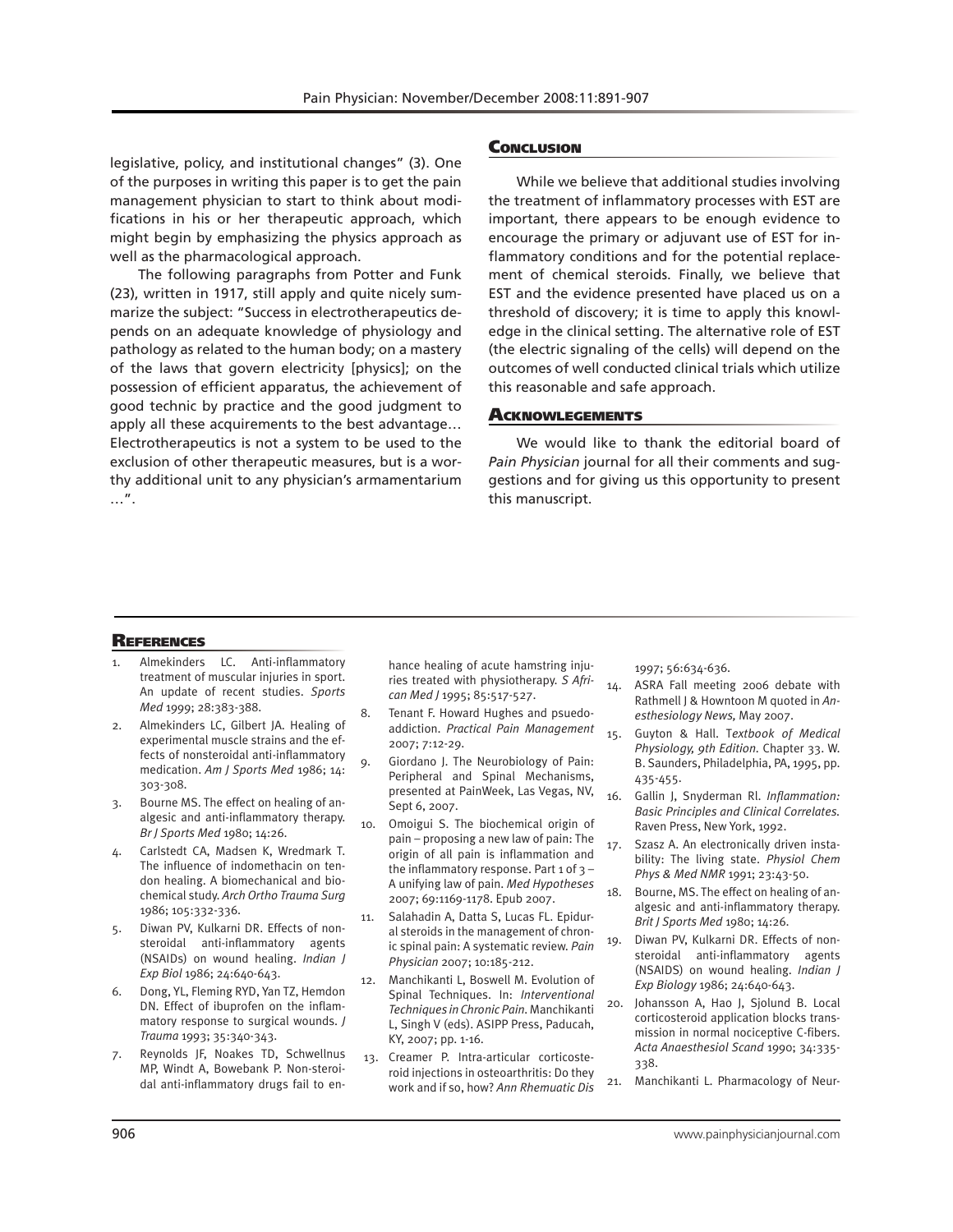legislative, policy, and institutional changes" (3). One of the purposes in writing this paper is to get the pain management physician to start to think about modifications in his or her therapeutic approach, which might begin by emphasizing the physics approach as well as the pharmacological approach.

The following paragraphs from Potter and Funk (23), written in 1917, still apply and quite nicely summarize the subject: "Success in electrotherapeutics depends on an adequate knowledge of physiology and pathology as related to the human body; on a mastery of the laws that govern electricity [physics]; on the possession of efficient apparatus, the achievement of good technic by practice and the good judgment to apply all these acquirements to the best advantage… Electrotherapeutics is not a system to be used to the exclusion of other therapeutic measures, but is a worthy additional unit to any physician's armamentarium …".

## Conclusion

While we believe that additional studies involving the treatment of inflammatory processes with EST are important, there appears to be enough evidence to encourage the primary or adjuvant use of EST for inflammatory conditions and for the potential replacement of chemical steroids. Finally, we believe that EST and the evidence presented have placed us on a threshold of discovery; it is time to apply this knowledge in the clinical setting. The alternative role of EST (the electric signaling of the cells) will depend on the outcomes of well conducted clinical trials which utilize this reasonable and safe approach.

## Acknowlegements

We would like to thank the editorial board of *Pain Physician* journal for all their comments and suggestions and for giving us this opportunity to present this manuscript.

## References

1. Almekinders LC. Anti-inflammatory treatment of muscular injuries in sport. An update of recent studies. *Sports Med* 1999; 28:383-388.
2. Almekinders LC, Gilbert JA. Healing of experimental muscle strains and the effects of nonsteroidal anti-inflammatory medication. *Am J Sports Med* 1986; 14: 303-308.
3. Bourne MS. The effect on healing of analgesic and anti-inflammatory therapy. *Br J Sports Med* 1980; 14:26.
4. Carlstedt CA, Madsen K, Wredmark T. The influence of indomethacin on tendon healing. A biomechanical and biochemical study. *Arch Ortho Trauma Surg* 1986; 105:332-336.
5. Diwan PV, Kulkarni DR. Effects of nonsteroidal anti-inflammatory agents (NSAIDs) on wound healing. *Indian J Exp Biol* 1986; 24:640-643.
6. Dong, YL, Fleming RYD, Yan TZ, Hemdon DN. Effect of ibuprofen on the inflammatory response to surgical wounds. *J Trauma* 1993; 35:340-343.
7. Reynolds JF, Noakes TD, Schwellnus MP, Windt A, Bowebank P. Non-steroidal anti-inflammatory drugs fail to enhance healing of acute hamstring injuries treated with physiotherapy. *S African Med J* 1995; 85:517-527.
8. Tenant F. Howard Hughes and psuedoaddiction. *Practical Pain Management* 2007; 7:12-29.
9. Giordano J. The Neurobiology of Pain: Peripheral and Spinal Mechanisms, presented at PainWeek, Las Vegas, NV, Sept 6, 2007.
10. Omoigui S. The biochemical origin of pain – proposing a new law of pain: The origin of all pain is inflammation and the inflammatory response. Part 1 of 3 – A unifying law of pain. *Med Hypotheses* 2007; 69:1169-1178. Epub 2007.
11. Salahadin A, Datta S, Lucas FL. Epidural steroids in the management of chronic spinal pain: A systematic review. *Pain Physician* 2007; 10:185-212.
12. Manchikanti L, Boswell M. Evolution of Spinal Techniques. In: *Interventional Techniques in Chronic Pain.* Manchikanti L, Singh V (eds). ASIPP Press, Paducah, KY, 2007; pp. 1-16.
13. Creamer P. Intra-articular corticosteroid injections in osteoarthritis: Do they work and if so, how? *Ann Rhemuatic Dis* 1997; 56:634-636.
14. ASRA Fall meeting 2006 debate with Rathmell J & Howntoon M quoted in *Anesthesiology News,* May 2007.
15. Guyton & Hall. *Textbook of Medical Physiology, 9th Edition.* Chapter 33. W. B. Saunders, Philadelphia, PA, 1995, pp. 435-455.
16. Gallin J, Snyderman Rl. *Inflammation: Basic Principles and Clinical Correlates.* Raven Press, New York, 1992.
17. Szasz A. An electronically driven instability: The living state. *Physiol Chem Phys & Med NMR* 1991; 23:43-50.
18. Bourne, MS. The effect on healing of analgesic and anti-inflammatory therapy. *Brit J Sports Med* 1980; 14:26.
19. Diwan PV, Kulkarni DR. Effects of nonsteroidal anti-inflammatory agents (NSAIDS) on wound healing. *Indian J Exp Biology* 1986; 24:640-643.
20. Johansson A, Hao J, Sjolund B. Local corticosteroid application blocks transmission in normal nociceptive C-fibers. *Acta Anaesthesiol Scand* 1990; 34:335-338.
21. Manchikanti L. Pharmacology of Neur-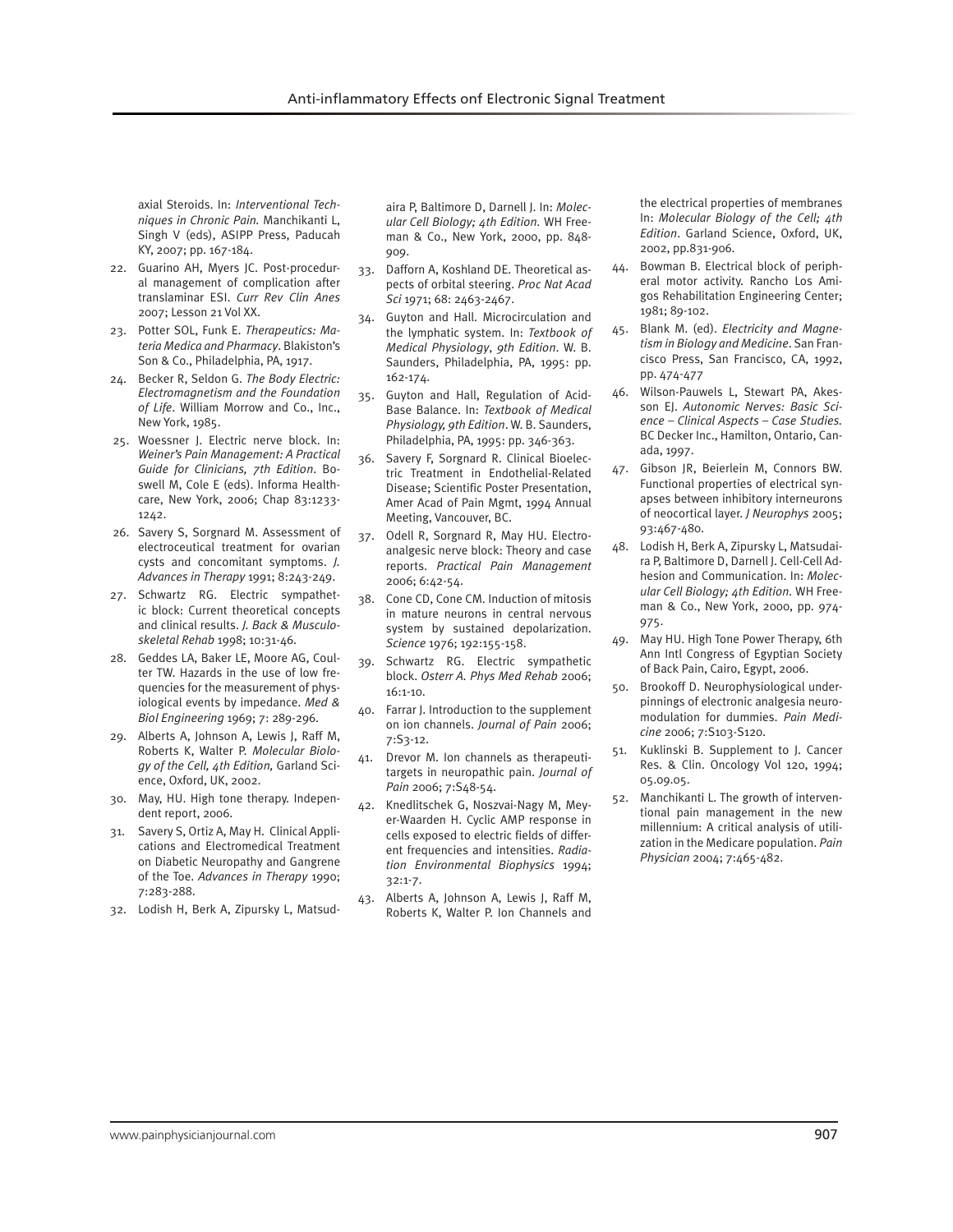axial Steroids. In: *Interventional Techniques in Chronic Pain.* Manchikanti L, Singh V (eds), ASIPP Press, Paducah KY, 2007; pp. 167-184.

22. Guarino AH, Myers JC. Post-procedural management of complication after translaminar ESI. *Curr Rev Clin Anes* 2007; Lesson 21 Vol XX.
23. Potter SOL, Funk E. *Therapeutics: Materia Medica and Pharmacy*. Blakiston's Son & Co., Philadelphia, PA, 1917.
24. Becker R, Seldon G. *The Body Electric: Electromagnetism and the Foundation of Life*. William Morrow and Co., Inc., New York, 1985.
25. Woessner J. Electric nerve block. In: *Weiner's Pain Management: A Practical Guide for Clinicians, 7th Edition*. Boswell M, Cole E (eds). Informa Healthcare, New York, 2006; Chap 83:1233-1242.
26. Savery S, Sorgnard M. Assessment of electroceutical treatment for ovarian cysts and concomitant symptoms. *J. Advances in Therapy* 1991; 8:243-249.
27. Schwartz RG. Electric sympathetic block: Current theoretical concepts and clinical results. *J. Back & Musculoskeletal Rehab* 1998; 10:31-46.
28. Geddes LA, Baker LE, Moore AG, Coulter TW. Hazards in the use of low frequencies for the measurement of physiological events by impedance. *Med & Biol Engineering* 1969; 7: 289-296.
29. Alberts A, Johnson A, Lewis J, Raff M, Roberts K, Walter P. *Molecular Biology of the Cell, 4th Edition,* Garland Science, Oxford, UK, 2002.
30. May, HU. High tone therapy. Independent report, 2006.
31. Savery S, Ortiz A, May H. Clinical Applications and Electromedical Treatment on Diabetic Neuropathy and Gangrene of the Toe. *Advances in Therapy* 1990; 7:283-288.
32. Lodish H, Berk A, Zipursky L, Matsudaira P, Baltimore D, Darnell J. In: *Molecular Cell Biology; 4th Edition.* WH Freeman & Co., New York, 2000, pp. 848-909.
33. Dafforn A, Koshland DE. Theoretical aspects of orbital steering. *Proc Nat Acad Sci* 1971; 68: 2463-2467.
34. Guyton and Hall. Microcirculation and the lymphatic system. In: *Textbook of Medical Physiology*, *9th Edition*. W. B. Saunders, Philadelphia, PA, 1995: pp. 162-174.
35. Guyton and Hall, Regulation of Acid-Base Balance. In: *Textbook of Medical Physiology, 9th Edition*. W. B. Saunders, Philadelphia, PA, 1995: pp. 346-363.
36. Savery F, Sorgnard R. Clinical Bioelectric Treatment in Endothelial-Related Disease; Scientific Poster Presentation, Amer Acad of Pain Mgmt, 1994 Annual Meeting, Vancouver, BC.
37. Odell R, Sorgnard R, May HU. Electroanalgesic nerve block: Theory and case reports. *Practical Pain Management* 2006; 6:42-54.
38. Cone CD, Cone CM. Induction of mitosis in mature neurons in central nervous system by sustained depolarization. *Science* 1976; 192:155-158.
39. Schwartz RG. Electric sympathetic block. *Osterr A. Phys Med Rehab* 2006; 16:1-10.
40. Farrar J. Introduction to the supplement on ion channels. *Journal of Pain* 2006; 7:S3-12.
41. Drevor M. Ion channels as therapeutitargets in neuropathic pain. *Journal of Pain* 2006; 7:S48-54.
42. Knedlitschek G, Noszvai-Nagy M, Meyer-Waarden H. Cyclic AMP response in cells exposed to electric fields of different frequencies and intensities. *Radiation Environmental Biophysics* 1994; 32:1-7.
43. Alberts A, Johnson A, Lewis J, Raff M, Roberts K, Walter P. Ion Channels and the electrical properties of membranes In: *Molecular Biology of the Cell; 4th Edition*. Garland Science, Oxford, UK, 2002, pp.831-906.
44. Bowman B. Electrical block of peripheral motor activity. Rancho Los Amigos Rehabilitation Engineering Center; 1981; 89-102.
45. Blank M. (ed). *Electricity and Magnetism in Biology and Medicine*. San Francisco Press, San Francisco, CA, 1992, pp. 474-477
46. Wilson-Pauwels L, Stewart PA, Akesson EJ. *Autonomic Nerves: Basic Science – Clinical Aspects – Case Studies.* BC Decker Inc., Hamilton, Ontario, Canada, 1997.
47. Gibson JR, Beierlein M, Connors BW. Functional properties of electrical synapses between inhibitory interneurons of neocortical layer. *J Neurophys* 2005; 93:467-480.
48. Lodish H, Berk A, Zipursky L, Matsudaira P, Baltimore D, Darnell J. Cell-Cell Adhesion and Communication. In: *Molecular Cell Biology; 4th Edition.* WH Freeman & Co., New York, 2000, pp. 974-975.
49. May HU. High Tone Power Therapy, 6th Ann Intl Congress of Egyptian Society of Back Pain, Cairo, Egypt, 2006.
50. Brookoff D. Neurophysiological underpinnings of electronic analgesia neuromodulation for dummies. *Pain Medicine* 2006; 7:S103-S120.
51. Kuklinski B. Supplement to J. Cancer Res. & Clin. Oncology Vol 120, 1994; 05.09.05.
52. Manchikanti L. The growth of interventional pain management in the new millennium: A critical analysis of utilization in the Medicare population. *Pain Physician* 2004; 7:465-482.